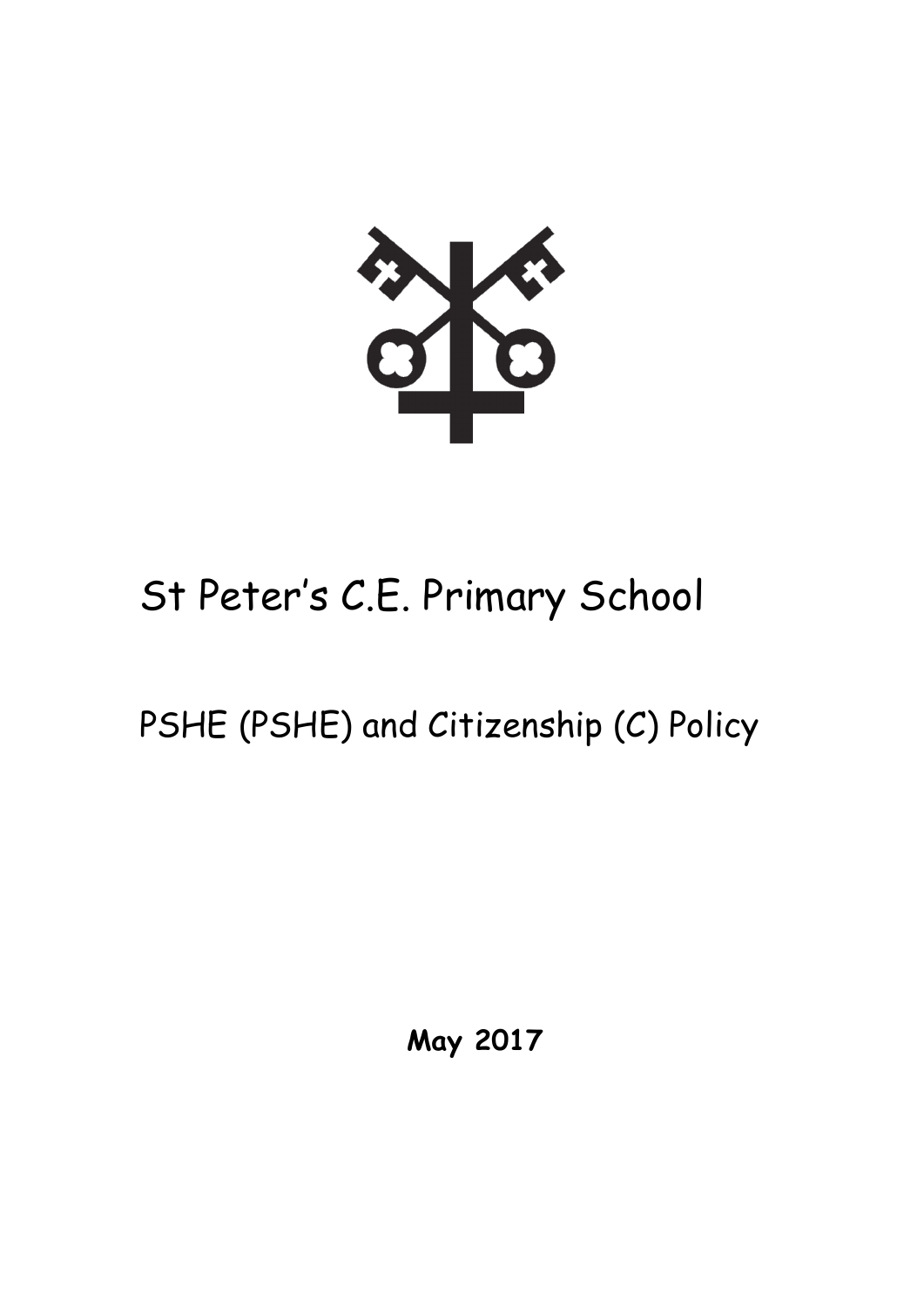# St Peter's C.E. Primary School

## PSHE (PSHE) and Citizenship (C) Policy

**May 2017**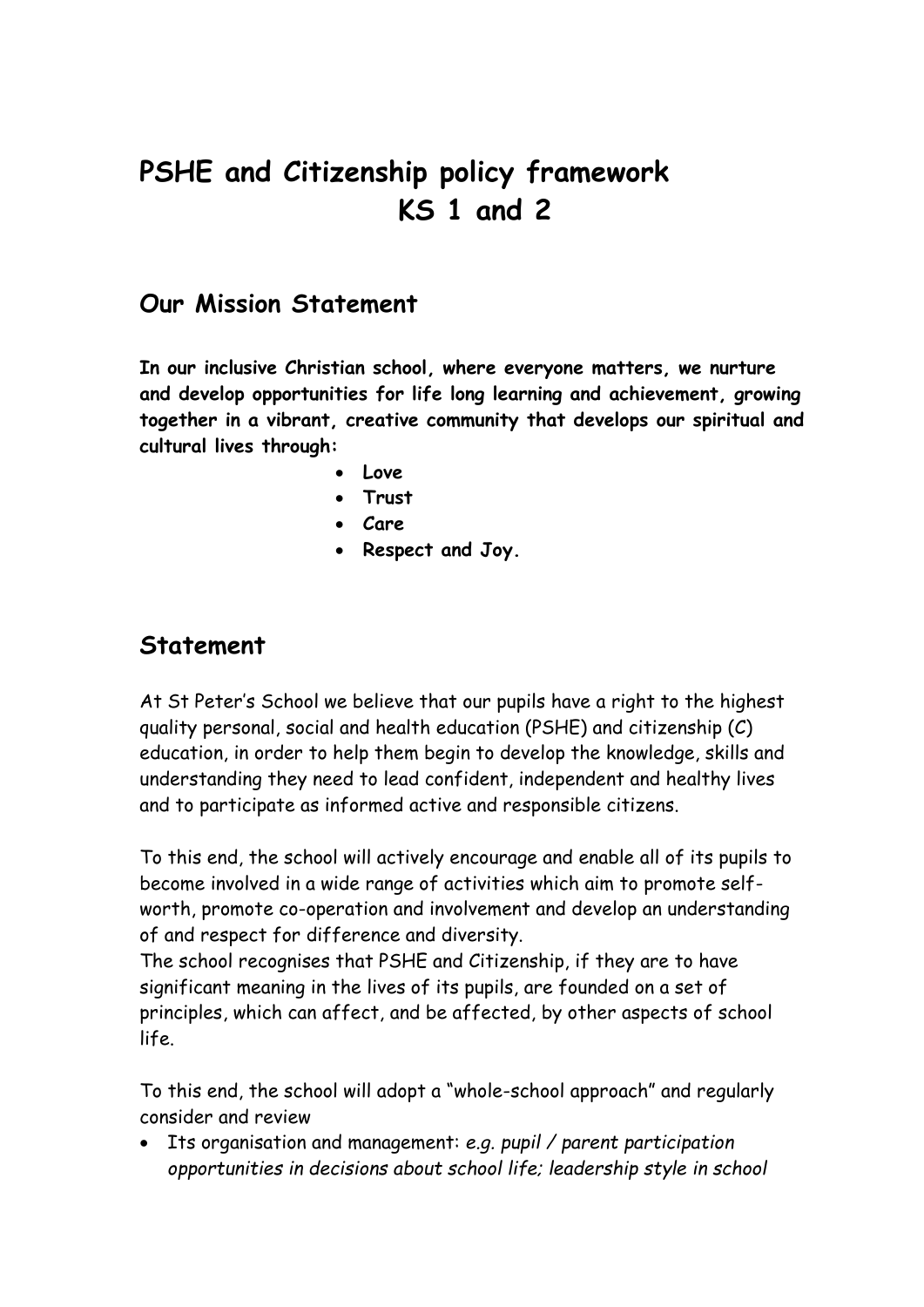# PSHE and Citizenship policy framework KS 1 and 2

## Our Mission Statement

**In our inclusive Christian school, where everyone matters, we nurture and develop opportunities for life long learning and achievement, growing together in a vibrant, creative community that develops our spiritual and cultural lives through:**

- **Love**
- **Trust**
- **Care**
- **Respect and Joy.**

## Statement

At St Peter's School we believe that our pupils have a right to the highest quality personal, social and health education (PSHE) and citizenship (C) education, in order to help them begin to develop the knowledge, skills and understanding they need to lead confident, independent and healthy lives and to participate as informed active and responsible citizens.

To this end, the school will actively encourage and enable all of its pupils to become involved in a wide range of activities which aim to promote self-worth, promote co-operation and involvement and develop an understanding of and respect for difference and diversity.
The school recognises that PSHE and Citizenship, if they are to have significant meaning in the lives of its pupils, are founded on a set of principles, which can affect, and be affected, by other aspects of school life.

To this end, the school will adopt a "whole-school approach" and regularly consider and review

- Its organisation and management: *e.g. pupil / parent participation opportunities in decisions about school life; leadership style in school*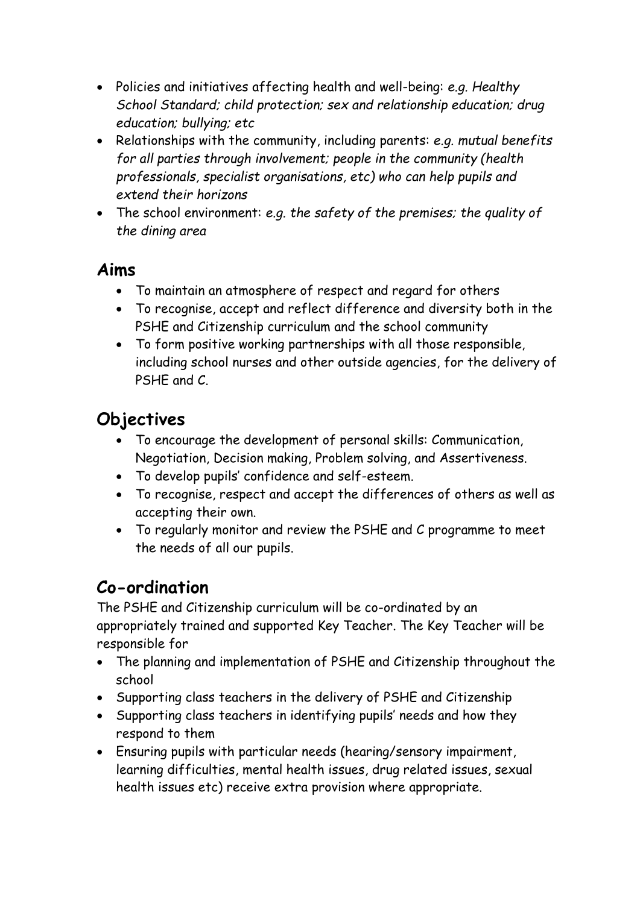- Policies and initiatives affecting health and well-being: *e.g. Healthy School Standard; child protection; sex and relationship education; drug education; bullying; etc*
- Relationships with the community, including parents: *e.g. mutual benefits for all parties through involvement; people in the community (health professionals, specialist organisations, etc) who can help pupils and extend their horizons*
- The school environment: *e.g. the safety of the premises; the quality of the dining area*

## Aims

- To maintain an atmosphere of respect and regard for others
- To recognise, accept and reflect difference and diversity both in the PSHE and Citizenship curriculum and the school community
- To form positive working partnerships with all those responsible, including school nurses and other outside agencies, for the delivery of PSHE and C.

## Objectives

- To encourage the development of personal skills: Communication, Negotiation, Decision making, Problem solving, and Assertiveness.
- To develop pupils' confidence and self-esteem.
- To recognise, respect and accept the differences of others as well as accepting their own.
- To regularly monitor and review the PSHE and C programme to meet the needs of all our pupils.

## Co-ordination

The PSHE and Citizenship curriculum will be co-ordinated by an appropriately trained and supported Key Teacher. The Key Teacher will be responsible for

- The planning and implementation of PSHE and Citizenship throughout the school
- Supporting class teachers in the delivery of PSHE and Citizenship
- Supporting class teachers in identifying pupils' needs and how they respond to them
- Ensuring pupils with particular needs (hearing/sensory impairment, learning difficulties, mental health issues, drug related issues, sexual health issues etc) receive extra provision where appropriate.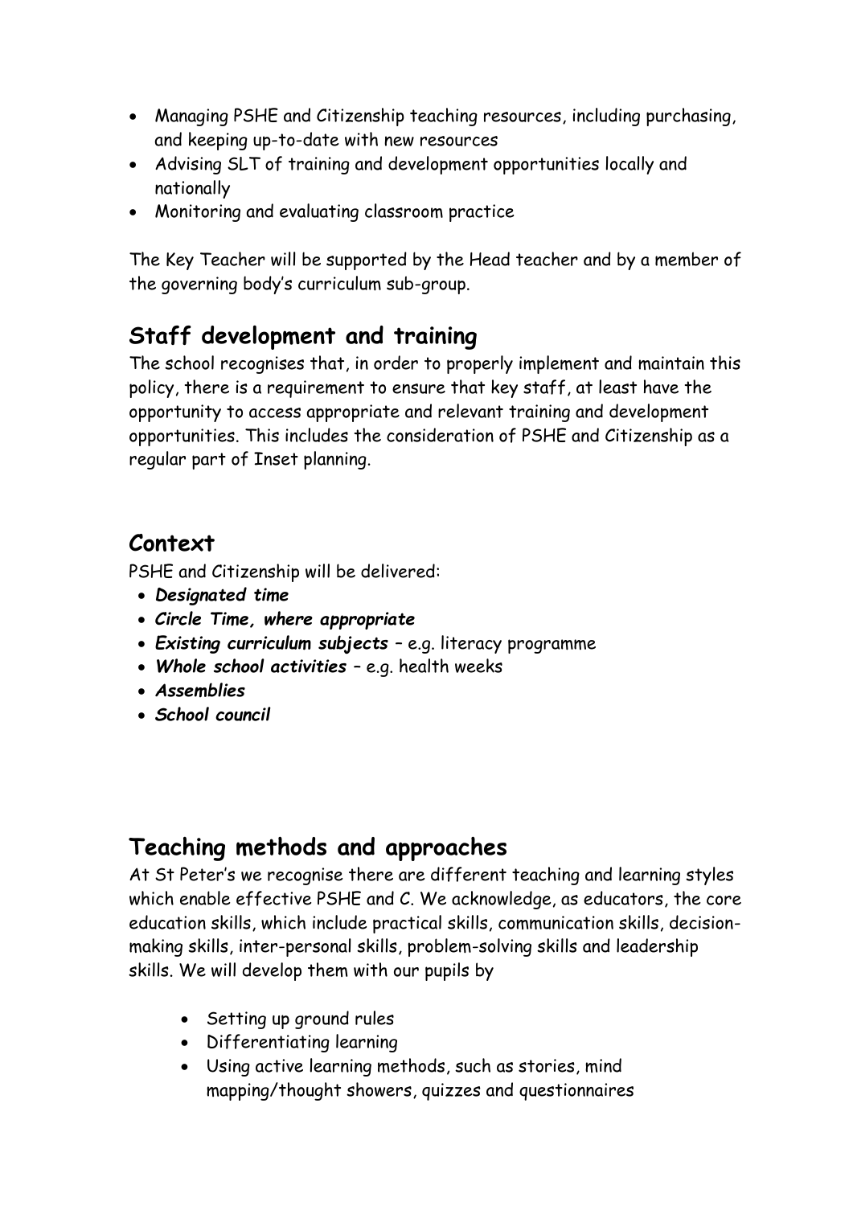- Managing PSHE and Citizenship teaching resources, including purchasing, and keeping up-to-date with new resources
- Advising SLT of training and development opportunities locally and nationally
- Monitoring and evaluating classroom practice

The Key Teacher will be supported by the Head teacher and by a member of the governing body's curriculum sub-group.

## Staff development and training

The school recognises that, in order to properly implement and maintain this policy, there is a requirement to ensure that key staff, at least have the opportunity to access appropriate and relevant training and development opportunities. This includes the consideration of PSHE and Citizenship as a regular part of Inset planning.

## Context

PSHE and Citizenship will be delivered:

- ***Designated time***
- ***Circle Time, where appropriate***
- ***Existing curriculum subjects*** – e.g. literacy programme
- ***Whole school activities*** – e.g. health weeks
- ***Assemblies***
- ***School council***

## Teaching methods and approaches

At St Peter's we recognise there are different teaching and learning styles which enable effective PSHE and C. We acknowledge, as educators, the core education skills, which include practical skills, communication skills, decision-making skills, inter-personal skills, problem-solving skills and leadership skills. We will develop them with our pupils by

- Setting up ground rules
- Differentiating learning
- Using active learning methods, such as stories, mind mapping/thought showers, quizzes and questionnaires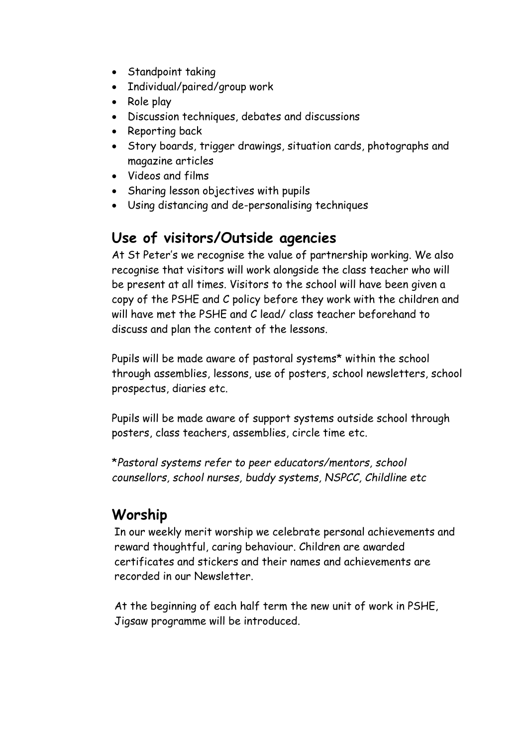- Standpoint taking
- Individual/paired/group work
- Role play
- Discussion techniques, debates and discussions
- Reporting back
- Story boards, trigger drawings, situation cards, photographs and magazine articles
- Videos and films
- Sharing lesson objectives with pupils
- Using distancing and de-personalising techniques

## Use of visitors/Outside agencies

At St Peter's we recognise the value of partnership working. We also recognise that visitors will work alongside the class teacher who will be present at all times. Visitors to the school will have been given a copy of the PSHE and C policy before they work with the children and will have met the PSHE and C lead/ class teacher beforehand to discuss and plan the content of the lessons.

Pupils will be made aware of pastoral systems* within the school through assemblies, lessons, use of posters, school newsletters, school prospectus, diaries etc.

Pupils will be made aware of support systems outside school through posters, class teachers, assemblies, circle time etc.

*\*Pastoral systems refer to peer educators/mentors, school counsellors, school nurses, buddy systems, NSPCC, Childline etc*

## Worship

In our weekly merit worship we celebrate personal achievements and reward thoughtful, caring behaviour. Children are awarded certificates and stickers and their names and achievements are recorded in our Newsletter.

At the beginning of each half term the new unit of work in PSHE, Jigsaw programme will be introduced.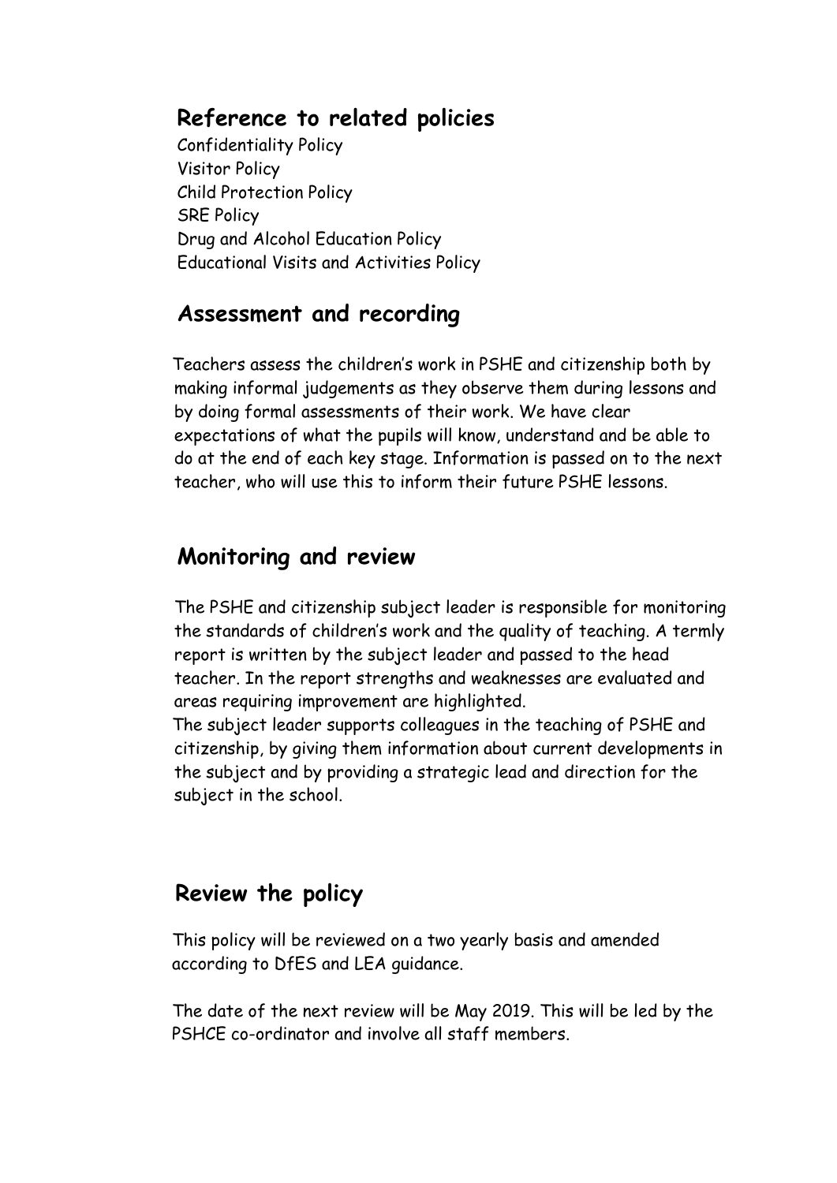## Reference to related policies

Confidentiality Policy
Visitor Policy
Child Protection Policy
SRE Policy
Drug and Alcohol Education Policy
Educational Visits and Activities Policy

## Assessment and recording

Teachers assess the children's work in PSHE and citizenship both by making informal judgements as they observe them during lessons and by doing formal assessments of their work. We have clear expectations of what the pupils will know, understand and be able to do at the end of each key stage. Information is passed on to the next teacher, who will use this to inform their future PSHE lessons.

## Monitoring and review

The PSHE and citizenship subject leader is responsible for monitoring the standards of children's work and the quality of teaching. A termly report is written by the subject leader and passed to the head teacher. In the report strengths and weaknesses are evaluated and areas requiring improvement are highlighted.
The subject leader supports colleagues in the teaching of PSHE and citizenship, by giving them information about current developments in the subject and by providing a strategic lead and direction for the subject in the school.

## Review the policy

This policy will be reviewed on a two yearly basis and amended according to DfES and LEA guidance.

The date of the next review will be May 2019. This will be led by the PSHCE co-ordinator and involve all staff members.